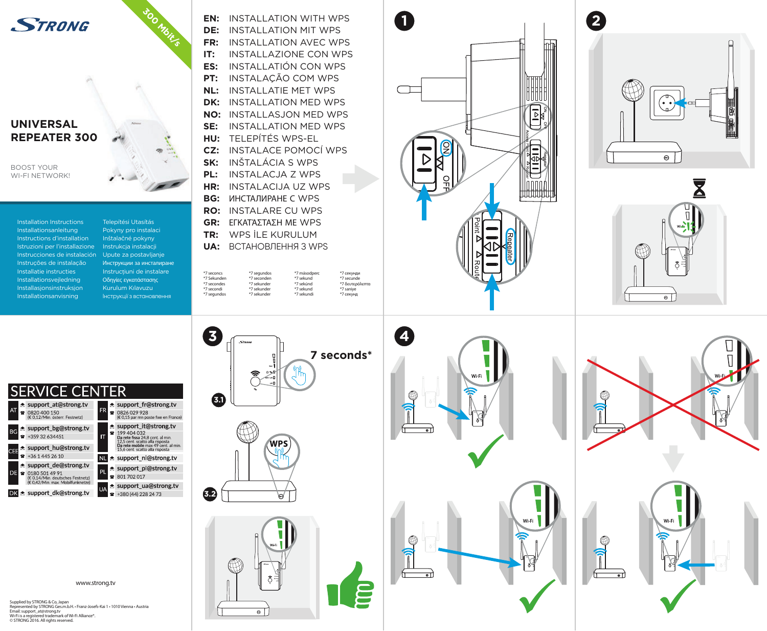# STRONG

300 Mbit/s

## UNIVERSAL REPEATER 300

BOOST YOUR WI-FI NETWORK!

Installation Instructions
Installationsanleitung
Instructions d'installation
Istruzioni per l'installazione
Instrucciones de instalación
Instruções de instalação
Installatie instructies
Installationsvejledning
Installasjonsinstruksjon
Installationsanvisning
Telepítési Utasítás
Pokyny pro instalaci
Inštalačné pokyny
Instrukcja instalacji
Upute za postavljanje
Инструкции за инсталиране
Instrucțiuni de instalare
Οδηγίες εγκατάστασης
Kurulum Kılavuzu
Інструкції з встановлення

| | |
|---|---|
| EN: | INSTALLATION WITH WPS |
| DE: | INSTALLATION MIT WPS |
| FR: | INSTALLATION AVEC WPS |
| IT: | INSTALLAZIONE CON WPS |
| ES: | INSTALLATIÓN CON WPS |
| PT: | INSTALAÇÃO COM WPS |
| NL: | INSTALLATIE MET WPS |
| DK: | INSTALLATION MED WPS |
| NO: | INSTALLASJON MED WPS |
| SE: | INSTALLATION MED WPS |
| HU: | TELEPÍTÉS WPS-EL |
| CZ: | INSTALACE POMOCÍ WPS |
| SK: | INŠTALÁCIA S WPS |
| PL: | INSTALACJA Z WPS |
| HR: | INSTALACIJA UZ WPS |
| BG: | ИНСТАЛИРАНЕ С WPS |
| RO: | INSTALARE CU WPS |
| GR: | ΕΓΚΑΤΆΣΤΑΣΗ ΜΕ WPS |
| TR: | WPS İLE KURULUM |
| UA: | ВСТАНОВЛЕННЯ З WPS |

*7 seconcs
*7 Sekunden
*7 secondes
*7 secondi
*7 segundos
*7 segundos
*7 seconden
*7 sekunder
*7 sekunder
*7 sekunder
*7 másodperc
*7 sekund
*7 sekúnd
*7 sekund
*7 sekundi
*7 секунди
*7 secunde
*7 δευτερόλεπτα
*7 saniye
*7 секунд

1

ON OFF

Access Point Router Repeater

2

3

3.1

7 seconds*

3.2

WPS

4

Wi-Fi

## SERVICE CENTER

| | |
|---|---|
| AT | support_at@strong.tv<br>0820 400 150<br>(€ 0,12/Min. österr. Festnetz) |
| BG | support_bg@strong.tv<br>+359 32 634451 |
| CEE | support_hu@strong.tv<br>+36 1 445 26 10 |
| DE | support_de@strong.tv<br>0180 501 49 91<br>(€ 0,14/Min. deutsches Festnetz)<br>(€ 0,42/Min. max. Mobilfunknetze) |
| DK | support_dk@strong.tv |
| FR | support_fr@strong.tv<br>0826 029 928<br>(€ 0,15 par mn poste fixe en France) |
| IT | support_it@strong.tv<br>199 404 032<br>Da rete fissa 24,8 cent. al min. 12,5 cent. scatto alla risposta<br>Da rete mobile max 49 cent. al min. 15,6 cent. scatto alla risposta |
| NL | support_nl@strong.tv |
| PL | support_pl@strong.tv<br>801 702 017 |
| UA | support_ua@strong.tv<br>+380 (44) 228 24 73 |

www.strong.tv

Supplied by STRONG & Co, Japan
Represented by STRONG Ges.m.b.H. • Franz-Josefs-Kai 1 • 1010 Vienna • Austria
Email: support_at@strong.tv
Wi-Fi is a registered trademark of Wi-Fi Alliance®.
© STRONG 2016. All rights reserved.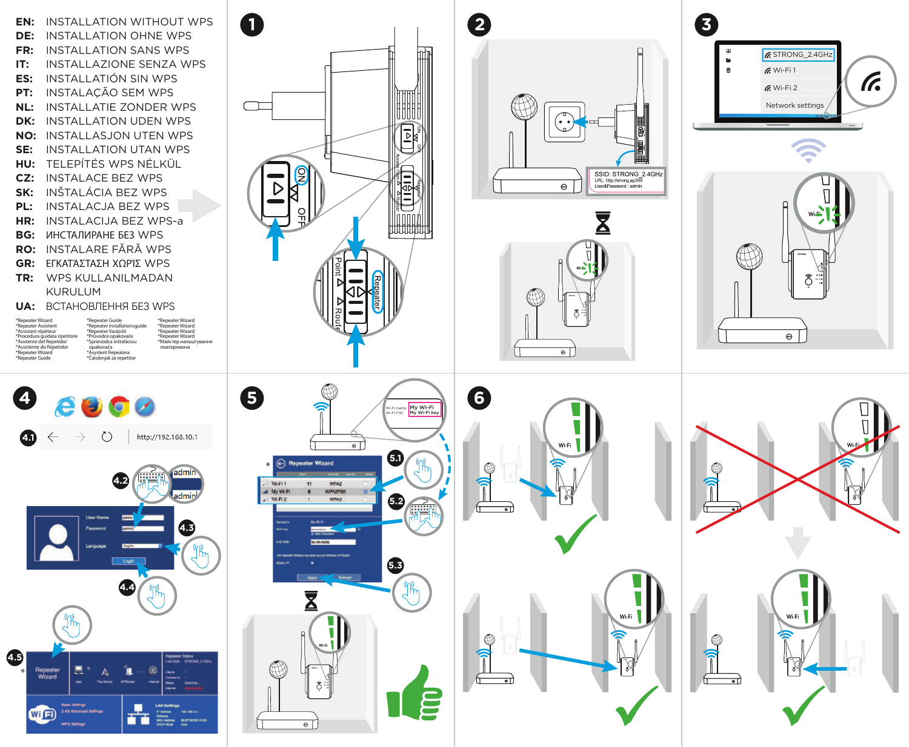| | |
|---|---|
| EN: | INSTALLATION WITHOUT WPS |
| DE: | INSTALLATION OHNE WPS |
| FR: | INSTALLATION SANS WPS |
| IT: | INSTALLAZIONE SENZA WPS |
| ES: | INSTALACIÓN SIN WPS |
| PT: | INSTALAÇÃO SEM WPS |
| NL: | INSTALLATIE ZONDER WPS |
| DK: | INSTALLATION UDEN WPS |
| NO: | INSTALLASJON UTEN WPS |
| SE: | INSTALLATION UTAN WPS |
| HU: | TELEPÍTÉS WPS NÉLKÜL |
| CZ: | INSTALACE BEZ WPS |
| SK: | INŠTALÁCIA BEZ WPS |
| PL: | INSTALACJA BEZ WPS |
| HR: | INSTALACIJA BEZ WPS-a |
| BG: | ИНСТАЛИРАНЕ БЕЗ WPS |
| RO: | INSTALARE FĂRĂ WPS |
| GR: | ΕΓΚΑΤΆΣΤΑΣΗ ΧΩΡΊΣ WPS |
| TR: | WPS KULLANILMADAN KURULUM |
| UA: | ВСТАНОВЛЕННЯ БЕЗ WPS |

*Repeater Wizard
*Repeater Assistent
*Assistant répéteur
*Procedura guidata ripetitore
*Asistente del Repetidor
*Assistente do Repetidor
*Repeater Wizard
*Repeater Guide
*Repeater Guide
*Repeater installationsguide
*Repeater Varázsló
*Průvodce opakovače
*Sprievodca inštaláciou opakovača
*Asystent Repeatera
*Čarobnjak za repetitor
*Repeater Wizard
*Repeater Wizard
*Repeater Wizard
*Repeater Wizard
*Repeater Wizard
*Майстер налаштування повторювача

1

ON OFF
Access Point Repeater Router

2

SSID: STRONG_2.4GHz
URL: http://strong.ap300
User&Password : admin

3

STRONG_2.4GHz
Wi-Fi 1
Wi-Fi 2
Network settings

Wi-Fi

4

4.1 http://192.168.10.1

4.2 admin admin

User Name admin
Password admin
Language English
Login

4.3

4.4

4.5 Repeater Wizard *

5

Wi-Fi name: My Wi-Fi
Wi-Fi PW: My Wi-Fi key

5.1 5.2 5.3

Repeater Wizard *

Wi-Fi 1 11 WPA2
My Wi-Fi 6 WPA2PSK
Wi-Fi 2 1 WPA2

Apply Refresh

Wi-Fi

6

Wi-Fi